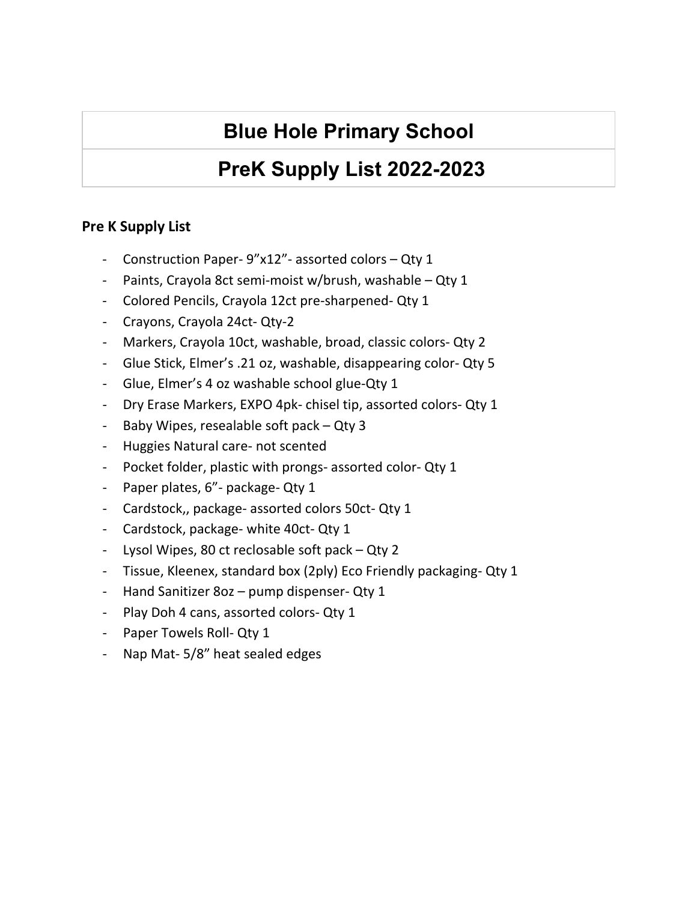# Blue Hole Primary School

# PreK Supply List 2022-2023

**Pre K Supply List**

- Construction Paper- 9”x12”- assorted colors – Qty 1
- Paints, Crayola 8ct semi-moist w/brush, washable – Qty 1
- Colored Pencils, Crayola 12ct pre-sharpened- Qty 1
- Crayons, Crayola 24ct- Qty-2
- Markers, Crayola 10ct, washable, broad, classic colors- Qty 2
- Glue Stick, Elmer’s .21 oz, washable, disappearing color- Qty 5
- Glue, Elmer’s 4 oz washable school glue-Qty 1
- Dry Erase Markers, EXPO 4pk- chisel tip, assorted colors- Qty 1
- Baby Wipes, resealable soft pack – Qty 3
- Huggies Natural care- not scented
- Pocket folder, plastic with prongs- assorted color- Qty 1
- Paper plates, 6”- package- Qty 1
- Cardstock,, package- assorted colors 50ct- Qty 1
- Cardstock, package- white 40ct- Qty 1
- Lysol Wipes, 80 ct reclosable soft pack – Qty 2
- Tissue, Kleenex, standard box (2ply) Eco Friendly packaging- Qty 1
- Hand Sanitizer 8oz – pump dispenser- Qty 1
- Play Doh 4 cans, assorted colors- Qty 1
- Paper Towels Roll- Qty 1
- Nap Mat- 5/8” heat sealed edges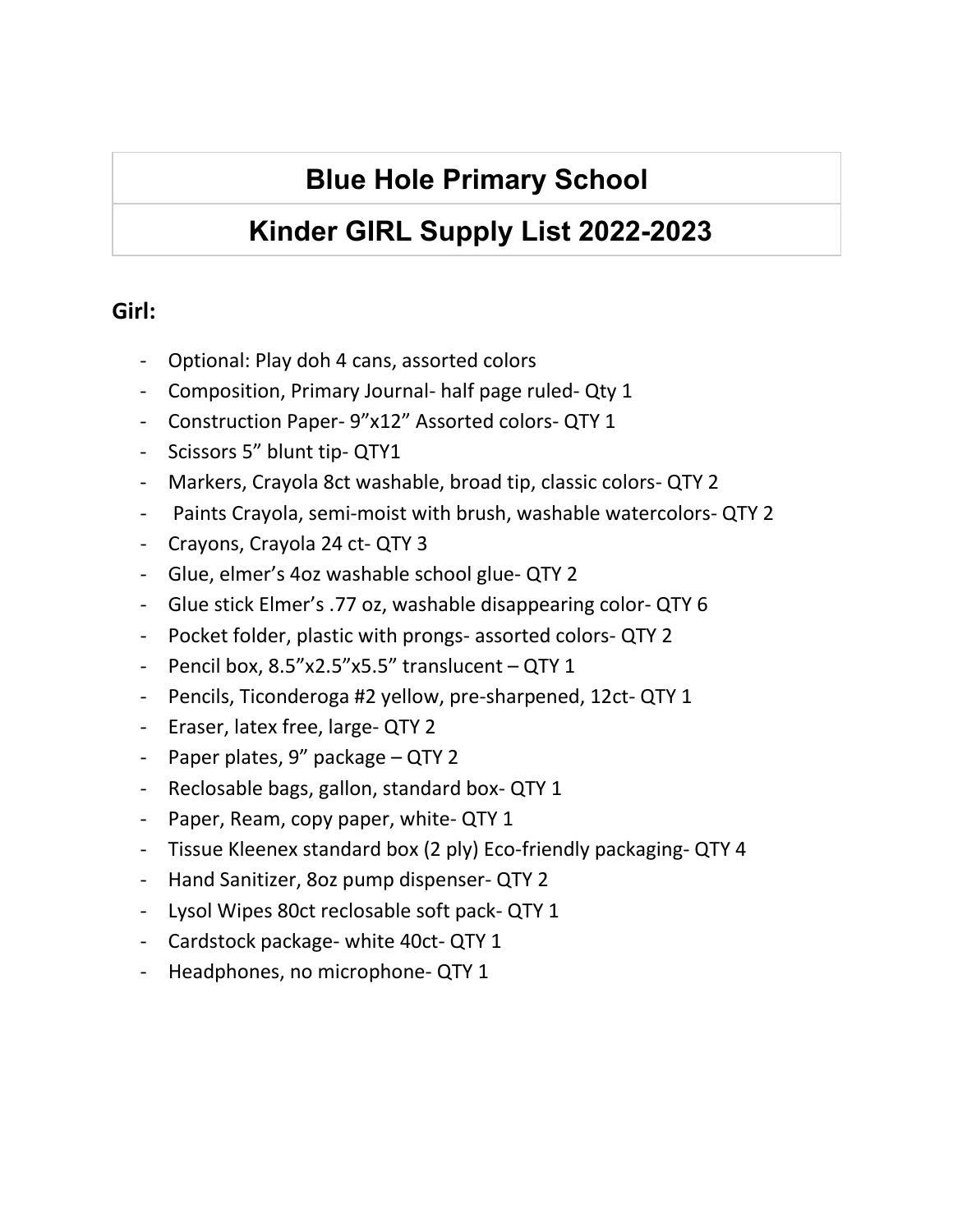# Blue Hole Primary School

## Kinder GIRL Supply List 2022-2023

**Girl:**

- Optional: Play doh 4 cans, assorted colors
- Composition, Primary Journal- half page ruled- Qty 1
- Construction Paper- 9”x12” Assorted colors- QTY 1
- Scissors 5” blunt tip- QTY1
- Markers, Crayola 8ct washable, broad tip, classic colors- QTY 2
- Paints Crayola, semi-moist with brush, washable watercolors- QTY 2
- Crayons, Crayola 24 ct- QTY 3
- Glue, elmer’s 4oz washable school glue- QTY 2
- Glue stick Elmer’s .77 oz, washable disappearing color- QTY 6
- Pocket folder, plastic with prongs- assorted colors- QTY 2
- Pencil box, 8.5”x2.5”x5.5” translucent – QTY 1
- Pencils, Ticonderoga #2 yellow, pre-sharpened, 12ct- QTY 1
- Eraser, latex free, large- QTY 2
- Paper plates, 9” package – QTY 2
- Reclosable bags, gallon, standard box- QTY 1
- Paper, Ream, copy paper, white- QTY 1
- Tissue Kleenex standard box (2 ply) Eco-friendly packaging- QTY 4
- Hand Sanitizer, 8oz pump dispenser- QTY 2
- Lysol Wipes 80ct reclosable soft pack- QTY 1
- Cardstock package- white 40ct- QTY 1
- Headphones, no microphone- QTY 1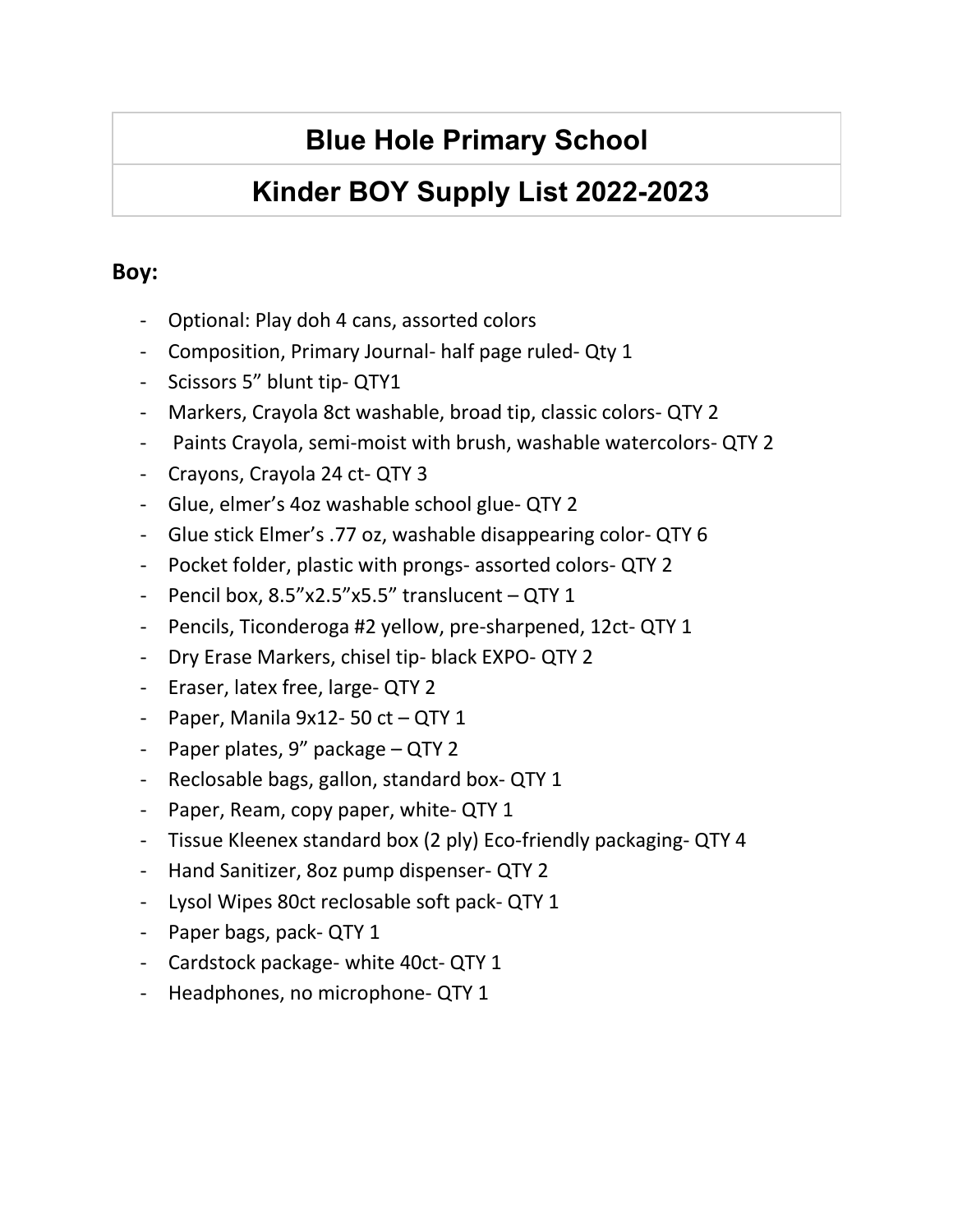| Blue Hole Primary School |
|---|
| Kinder BOY Supply List 2022-2023 |

**Boy:**

- Optional: Play doh 4 cans, assorted colors
- Composition, Primary Journal- half page ruled- Qty 1
- Scissors 5" blunt tip- QTY1
- Markers, Crayola 8ct washable, broad tip, classic colors- QTY 2
- Paints Crayola, semi-moist with brush, washable watercolors- QTY 2
- Crayons, Crayola 24 ct- QTY 3
- Glue, elmer's 4oz washable school glue- QTY 2
- Glue stick Elmer's .77 oz, washable disappearing color- QTY 6
- Pocket folder, plastic with prongs- assorted colors- QTY 2
- Pencil box, 8.5"x2.5"x5.5" translucent – QTY 1
- Pencils, Ticonderoga #2 yellow, pre-sharpened, 12ct- QTY 1
- Dry Erase Markers, chisel tip- black EXPO- QTY 2
- Eraser, latex free, large- QTY 2
- Paper, Manila 9x12- 50 ct – QTY 1
- Paper plates, 9" package – QTY 2
- Reclosable bags, gallon, standard box- QTY 1
- Paper, Ream, copy paper, white- QTY 1
- Tissue Kleenex standard box (2 ply) Eco-friendly packaging- QTY 4
- Hand Sanitizer, 8oz pump dispenser- QTY 2
- Lysol Wipes 80ct reclosable soft pack- QTY 1
- Paper bags, pack- QTY 1
- Cardstock package- white 40ct- QTY 1
- Headphones, no microphone- QTY 1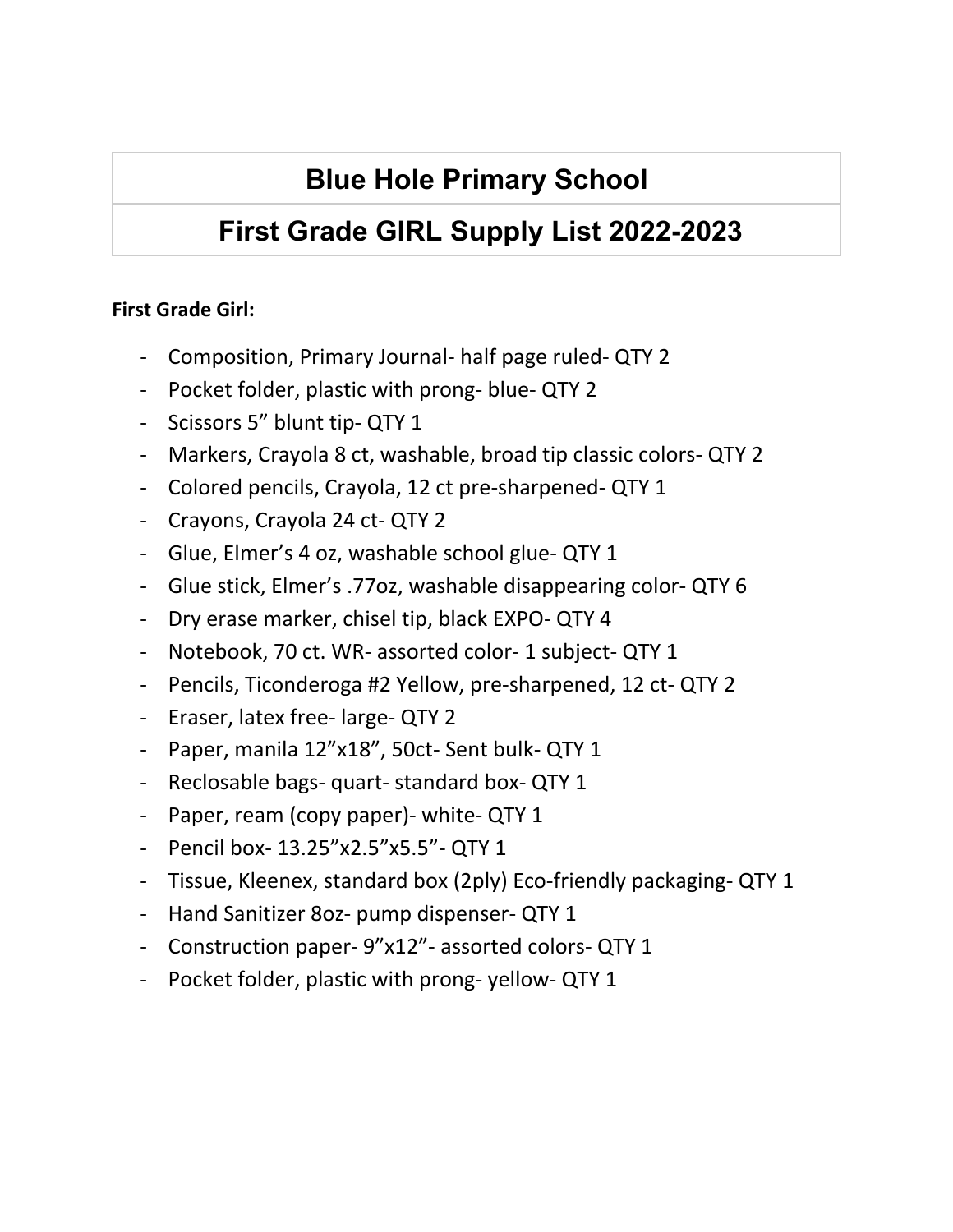| Blue Hole Primary School |
| --- |
| First Grade GIRL Supply List 2022-2023 |

**First Grade Girl:**

- Composition, Primary Journal- half page ruled- QTY 2
- Pocket folder, plastic with prong- blue- QTY 2
- Scissors 5” blunt tip- QTY 1
- Markers, Crayola 8 ct, washable, broad tip classic colors- QTY 2
- Colored pencils, Crayola, 12 ct pre-sharpened- QTY 1
- Crayons, Crayola 24 ct- QTY 2
- Glue, Elmer’s 4 oz, washable school glue- QTY 1
- Glue stick, Elmer’s .77oz, washable disappearing color- QTY 6
- Dry erase marker, chisel tip, black EXPO- QTY 4
- Notebook, 70 ct. WR- assorted color- 1 subject- QTY 1
- Pencils, Ticonderoga #2 Yellow, pre-sharpened, 12 ct- QTY 2
- Eraser, latex free- large- QTY 2
- Paper, manila 12”x18”, 50ct- Sent bulk- QTY 1
- Reclosable bags- quart- standard box- QTY 1
- Paper, ream (copy paper)- white- QTY 1
- Pencil box- 13.25”x2.5”x5.5”- QTY 1
- Tissue, Kleenex, standard box (2ply) Eco-friendly packaging- QTY 1
- Hand Sanitizer 8oz- pump dispenser- QTY 1
- Construction paper- 9”x12”- assorted colors- QTY 1
- Pocket folder, plastic with prong- yellow- QTY 1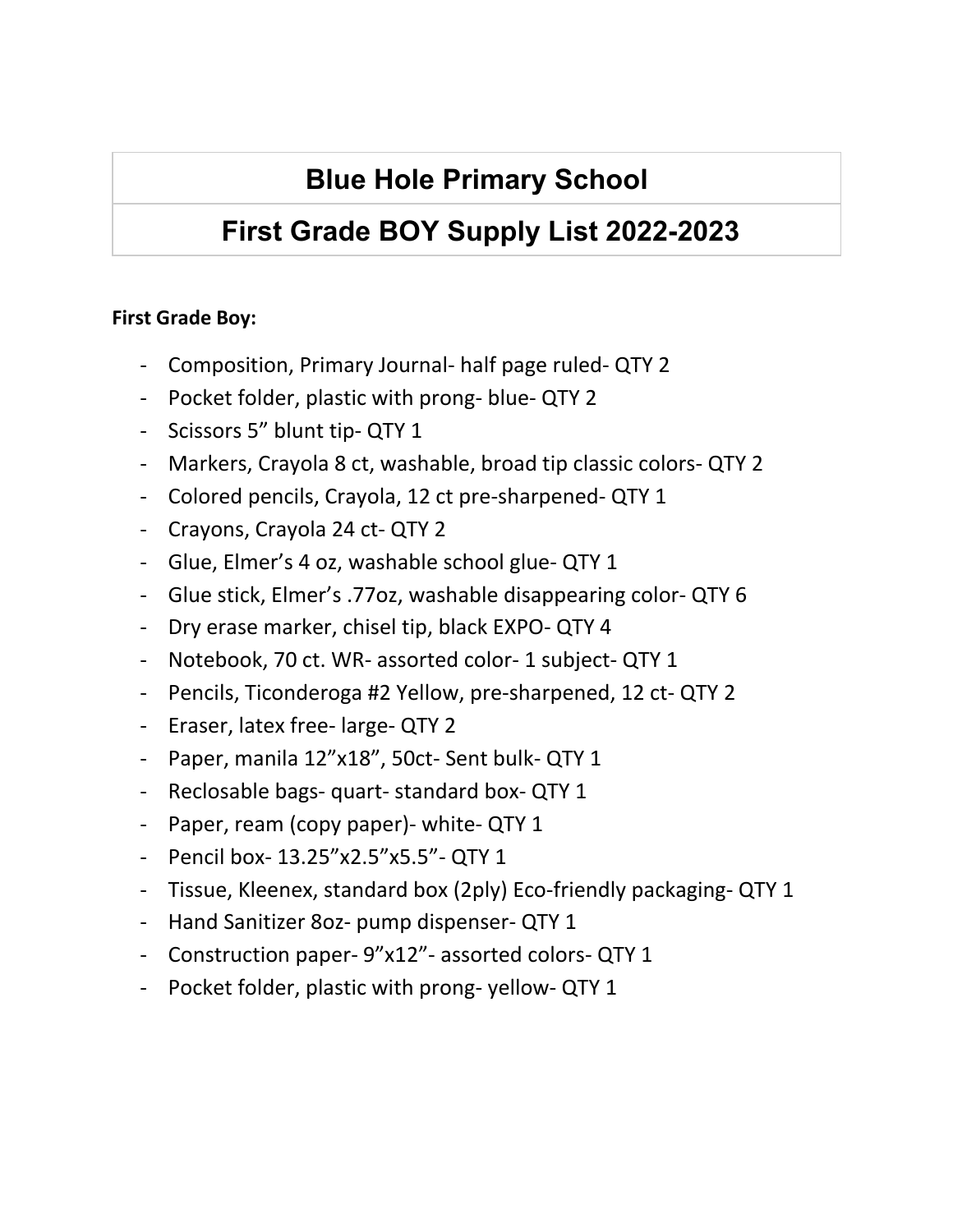# Blue Hole Primary School

## First Grade BOY Supply List 2022-2023

**First Grade Boy:**

- Composition, Primary Journal- half page ruled- QTY 2
- Pocket folder, plastic with prong- blue- QTY 2
- Scissors 5" blunt tip- QTY 1
- Markers, Crayola 8 ct, washable, broad tip classic colors- QTY 2
- Colored pencils, Crayola, 12 ct pre-sharpened- QTY 1
- Crayons, Crayola 24 ct- QTY 2
- Glue, Elmer's 4 oz, washable school glue- QTY 1
- Glue stick, Elmer's .77oz, washable disappearing color- QTY 6
- Dry erase marker, chisel tip, black EXPO- QTY 4
- Notebook, 70 ct. WR- assorted color- 1 subject- QTY 1
- Pencils, Ticonderoga #2 Yellow, pre-sharpened, 12 ct- QTY 2
- Eraser, latex free- large- QTY 2
- Paper, manila 12"x18", 50ct- Sent bulk- QTY 1
- Reclosable bags- quart- standard box- QTY 1
- Paper, ream (copy paper)- white- QTY 1
- Pencil box- 13.25"x2.5"x5.5"- QTY 1
- Tissue, Kleenex, standard box (2ply) Eco-friendly packaging- QTY 1
- Hand Sanitizer 8oz- pump dispenser- QTY 1
- Construction paper- 9"x12"- assorted colors- QTY 1
- Pocket folder, plastic with prong- yellow- QTY 1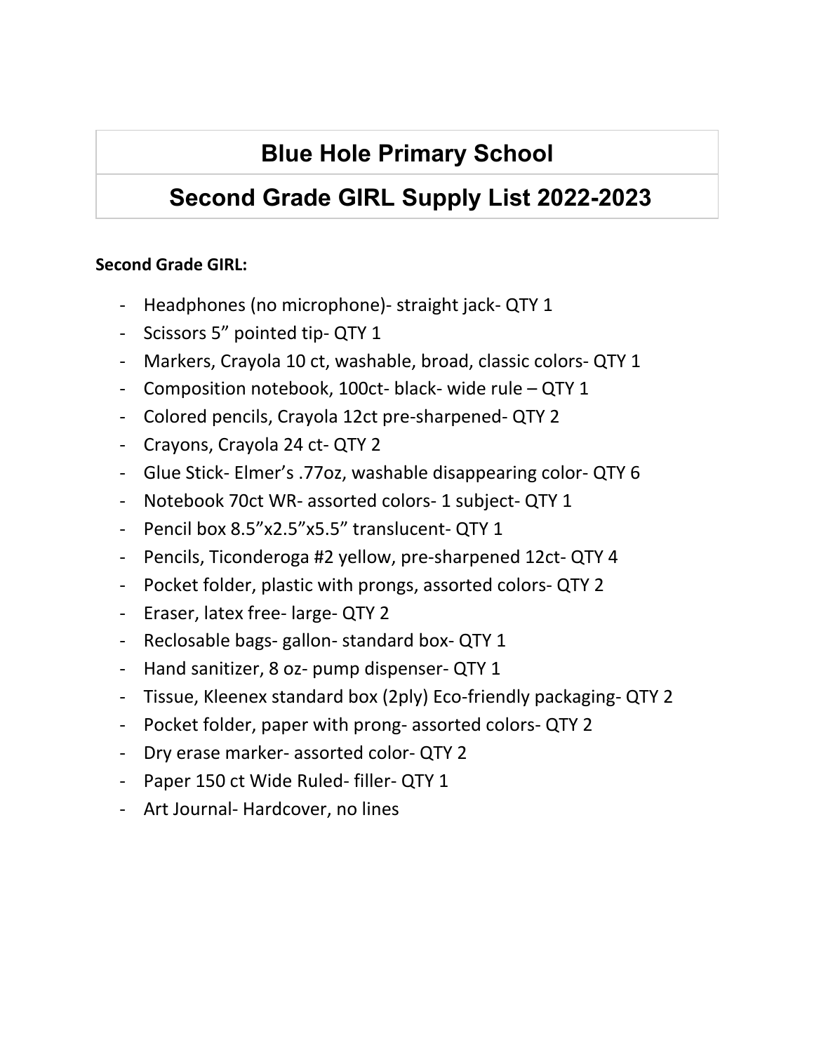| Blue Hole Primary School |
| --- |
| Second Grade GIRL Supply List 2022-2023 |

**Second Grade GIRL:**

- Headphones (no microphone)- straight jack- QTY 1
- Scissors 5” pointed tip- QTY 1
- Markers, Crayola 10 ct, washable, broad, classic colors- QTY 1
- Composition notebook, 100ct- black- wide rule – QTY 1
- Colored pencils, Crayola 12ct pre-sharpened- QTY 2
- Crayons, Crayola 24 ct- QTY 2
- Glue Stick- Elmer’s .77oz, washable disappearing color- QTY 6
- Notebook 70ct WR- assorted colors- 1 subject- QTY 1
- Pencil box 8.5”x2.5”x5.5” translucent- QTY 1
- Pencils, Ticonderoga #2 yellow, pre-sharpened 12ct- QTY 4
- Pocket folder, plastic with prongs, assorted colors- QTY 2
- Eraser, latex free- large- QTY 2
- Reclosable bags- gallon- standard box- QTY 1
- Hand sanitizer, 8 oz- pump dispenser- QTY 1
- Tissue, Kleenex standard box (2ply) Eco-friendly packaging- QTY 2
- Pocket folder, paper with prong- assorted colors- QTY 2
- Dry erase marker- assorted color- QTY 2
- Paper 150 ct Wide Ruled- filler- QTY 1
- Art Journal- Hardcover, no lines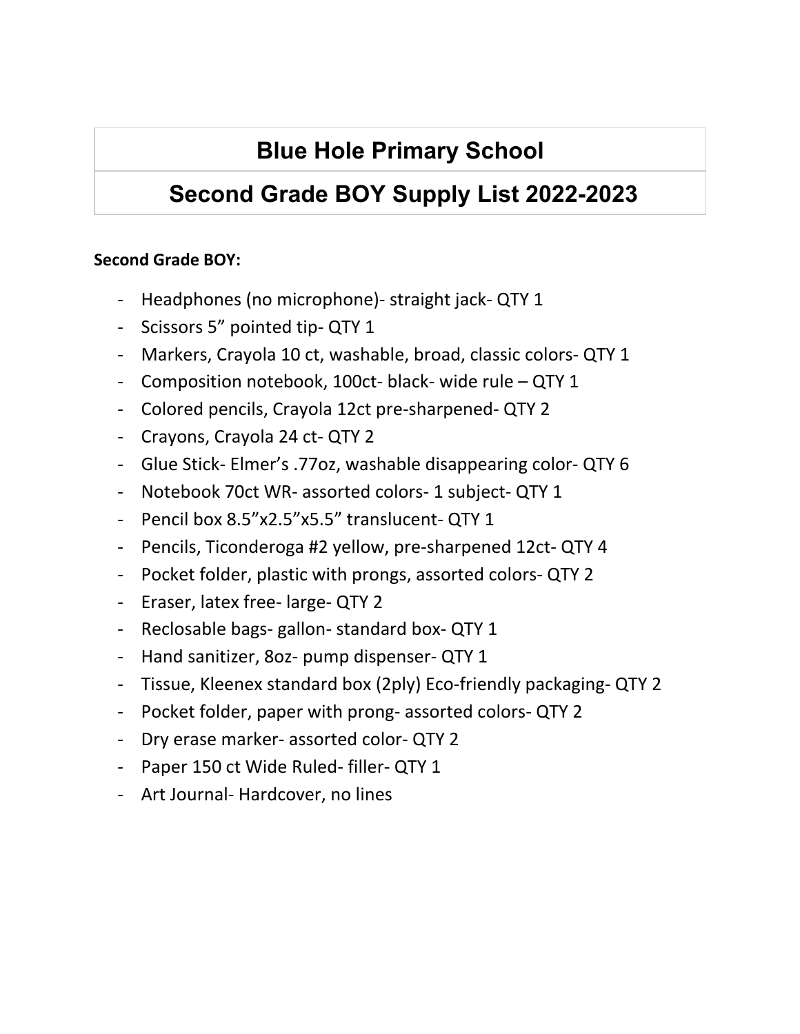# Blue Hole Primary School

## Second Grade BOY Supply List 2022-2023

**Second Grade BOY:**

- Headphones (no microphone)- straight jack- QTY 1
- Scissors 5" pointed tip- QTY 1
- Markers, Crayola 10 ct, washable, broad, classic colors- QTY 1
- Composition notebook, 100ct- black- wide rule – QTY 1
- Colored pencils, Crayola 12ct pre-sharpened- QTY 2
- Crayons, Crayola 24 ct- QTY 2
- Glue Stick- Elmer's .77oz, washable disappearing color- QTY 6
- Notebook 70ct WR- assorted colors- 1 subject- QTY 1
- Pencil box 8.5"x2.5"x5.5" translucent- QTY 1
- Pencils, Ticonderoga #2 yellow, pre-sharpened 12ct- QTY 4
- Pocket folder, plastic with prongs, assorted colors- QTY 2
- Eraser, latex free- large- QTY 2
- Reclosable bags- gallon- standard box- QTY 1
- Hand sanitizer, 8oz- pump dispenser- QTY 1
- Tissue, Kleenex standard box (2ply) Eco-friendly packaging- QTY 2
- Pocket folder, paper with prong- assorted colors- QTY 2
- Dry erase marker- assorted color- QTY 2
- Paper 150 ct Wide Ruled- filler- QTY 1
- Art Journal- Hardcover, no lines